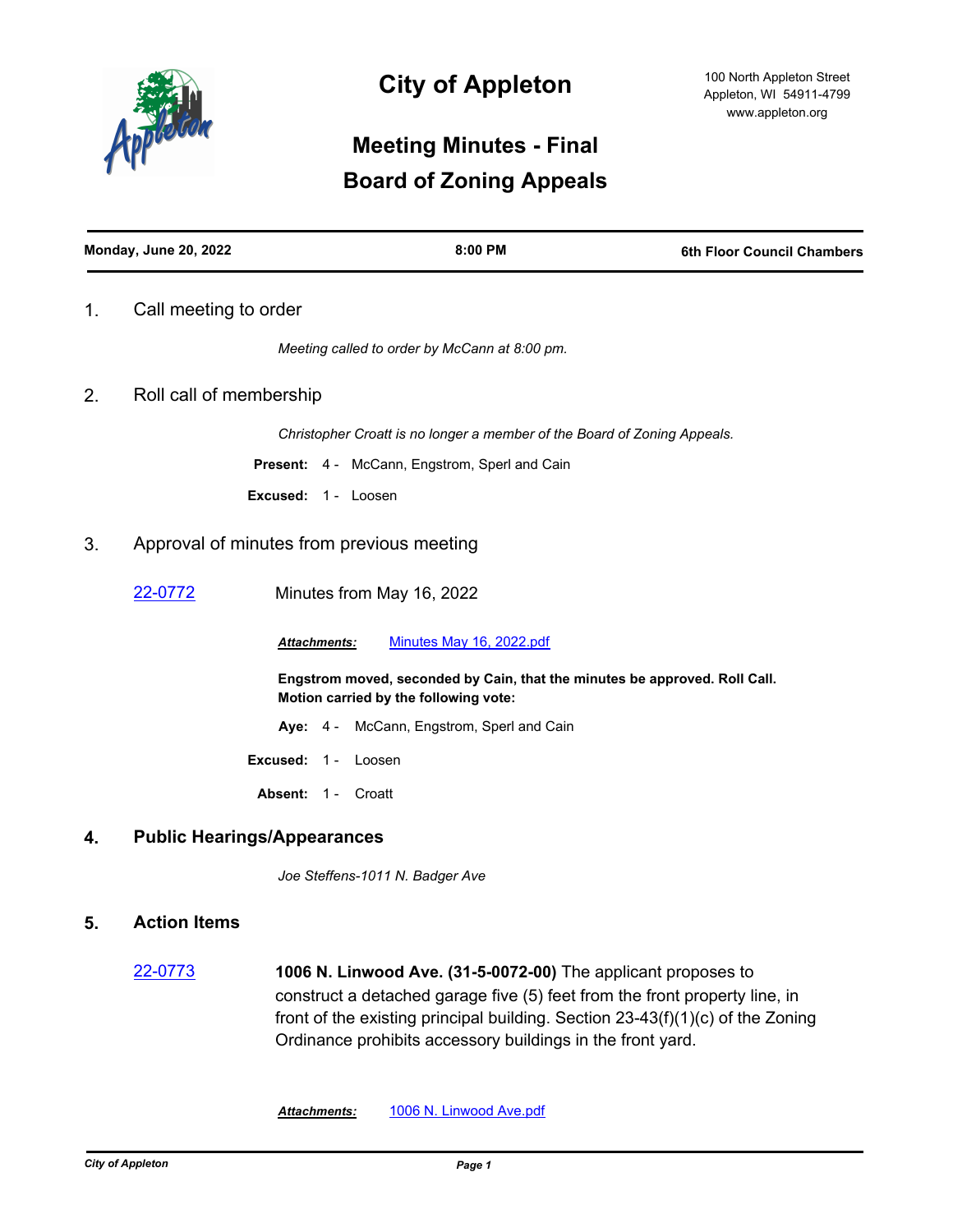# City of Appleton

100 North Appleton Street
Appleton, WI 54911-4799
www.appleton.org

## Meeting Minutes - Final
## Board of Zoning Appeals

**Monday, June 20, 2022** | **8:00 PM** | **6th Floor Council Chambers**

### 1. Call meeting to order

*Meeting called to order by McCann at 8:00 pm.*

### 2. Roll call of membership

*Christopher Croatt is no longer a member of the Board of Zoning Appeals.*

**Present:** 4 - McCann, Engstrom, Sperl and Cain

**Excused:** 1 - Loosen

### 3. Approval of minutes from previous meeting

22-0772 Minutes from May 16, 2022

***Attachments:*** Minutes May 16, 2022.pdf

**Engstrom moved, seconded by Cain, that the minutes be approved. Roll Call. Motion carried by the following vote:**

**Aye:** 4 - McCann, Engstrom, Sperl and Cain

**Excused:** 1 - Loosen

**Absent:** 1 - Croatt

### 4. Public Hearings/Appearances

*Joe Steffens-1011 N. Badger Ave*

### 5. Action Items

22-0773 **1006 N. Linwood Ave. (31-5-0072-00)** The applicant proposes to construct a detached garage five (5) feet from the front property line, in front of the existing principal building. Section 23-43(f)(1)(c) of the Zoning Ordinance prohibits accessory buildings in the front yard.

***Attachments:*** 1006 N. Linwood Ave.pdf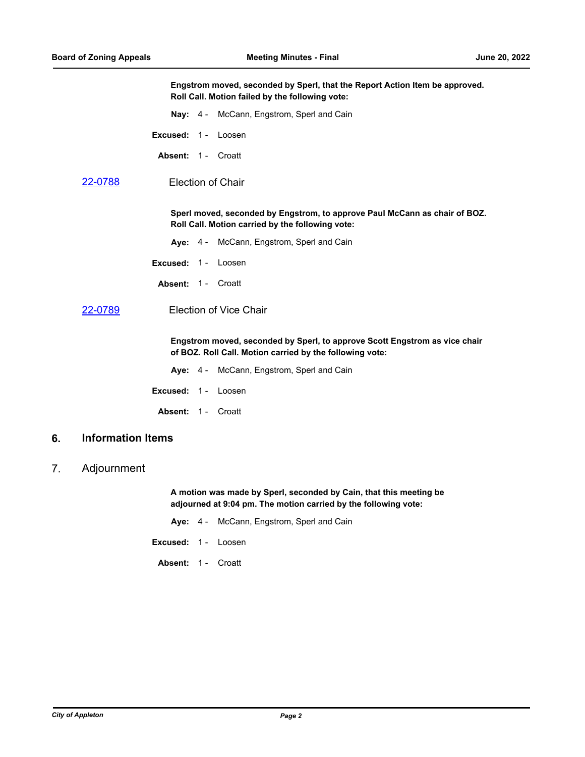**Engstrom moved, seconded by Sperl, that the Report Action Item be approved. Roll Call. Motion failed by the following vote:**

**Nay:** 4 - McCann, Engstrom, Sperl and Cain

**Excused:** 1 - Loosen

**Absent:** 1 - Croatt

22-0788 Election of Chair

**Sperl moved, seconded by Engstrom, to approve Paul McCann as chair of BOZ. Roll Call. Motion carried by the following vote:**

**Aye:** 4 - McCann, Engstrom, Sperl and Cain

**Excused:** 1 - Loosen

**Absent:** 1 - Croatt

22-0789 Election of Vice Chair

**Engstrom moved, seconded by Sperl, to approve Scott Engstrom as vice chair of BOZ. Roll Call. Motion carried by the following vote:**

**Aye:** 4 - McCann, Engstrom, Sperl and Cain

**Excused:** 1 - Loosen

**Absent:** 1 - Croatt

## 6. Information Items

## 7. Adjournment

**A motion was made by Sperl, seconded by Cain, that this meeting be adjourned at 9:04 pm. The motion carried by the following vote:**

**Aye:** 4 - McCann, Engstrom, Sperl and Cain

**Excused:** 1 - Loosen

**Absent:** 1 - Croatt